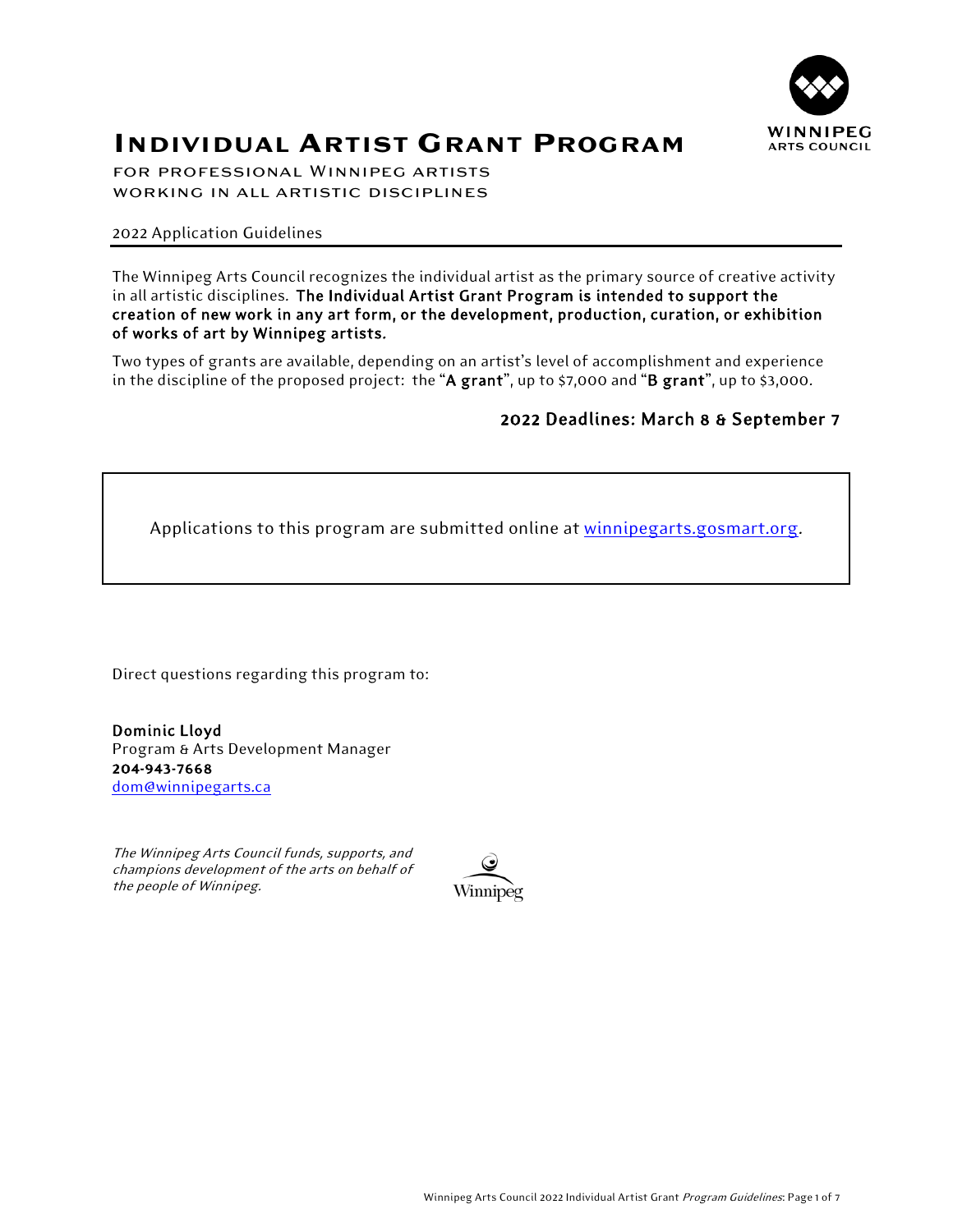# Individual Artist Grant Program

FOR PROFESSIONAL WINNIPEG ARTISTS
WORKING IN ALL ARTISTIC DISCIPLINES

2022 Application Guidelines

The Winnipeg Arts Council recognizes the individual artist as the primary source of creative activity in all artistic disciplines. **The Individual Artist Grant Program is intended to support the creation of new work in any art form, or the development, production, curation, or exhibition of works of art by Winnipeg artists.**

Two types of grants are available, depending on an artist's level of accomplishment and experience in the discipline of the proposed project: the "**A grant**", up to $7,000 and "**B grant**", up to $3,000.

**2022 Deadlines: March 8 & September 7**

Applications to this program are submitted online at winnipegarts.gosmart.org.

Direct questions regarding this program to:

**Dominic Lloyd**
Program & Arts Development Manager
**204-943-7668**
dom@winnipegarts.ca

*The Winnipeg Arts Council funds, supports, and champions development of the arts on behalf of the people of Winnipeg.*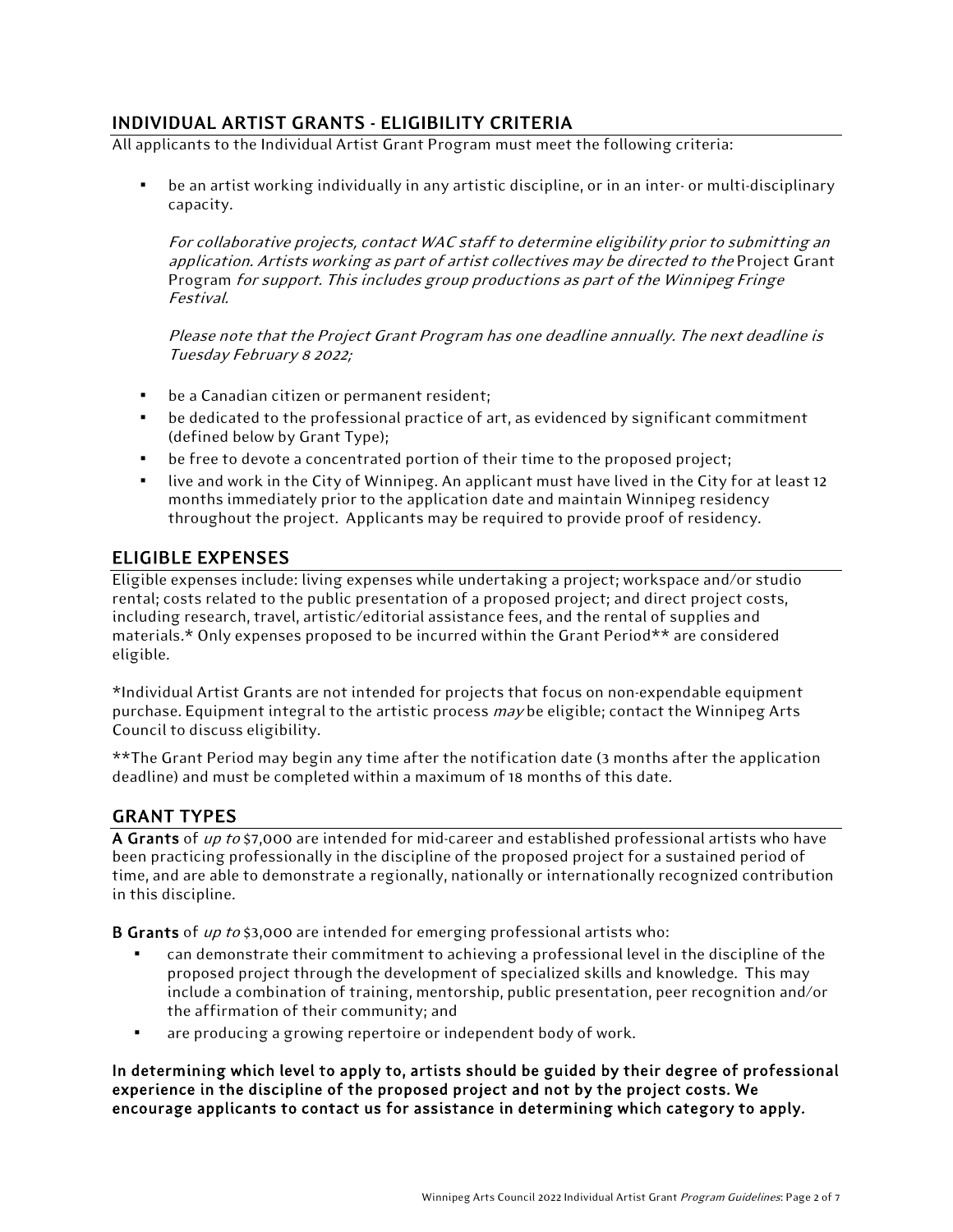## INDIVIDUAL ARTIST GRANTS - ELIGIBILITY CRITERIA

All applicants to the Individual Artist Grant Program must meet the following criteria:

- be an artist working individually in any artistic discipline, or in an inter- or multi-disciplinary capacity.

  *For collaborative projects, contact WAC staff to determine eligibility prior to submitting an application. Artists working as part of artist collectives may be directed to the* Project Grant Program *for support. This includes group productions as part of the Winnipeg Fringe Festival.*

  *Please note that the Project Grant Program has one deadline annually. The next deadline is Tuesday February 8 2022;*

- be a Canadian citizen or permanent resident;
- be dedicated to the professional practice of art, as evidenced by significant commitment (defined below by Grant Type);
- be free to devote a concentrated portion of their time to the proposed project;
- live and work in the City of Winnipeg. An applicant must have lived in the City for at least 12 months immediately prior to the application date and maintain Winnipeg residency throughout the project. Applicants may be required to provide proof of residency.

## ELIGIBLE EXPENSES

Eligible expenses include: living expenses while undertaking a project; workspace and/or studio rental; costs related to the public presentation of a proposed project; and direct project costs, including research, travel, artistic/editorial assistance fees, and the rental of supplies and materials.* Only expenses proposed to be incurred within the Grant Period** are considered eligible.

*Individual Artist Grants are not intended for projects that focus on non-expendable equipment purchase. Equipment integral to the artistic process *may* be eligible; contact the Winnipeg Arts Council to discuss eligibility.

**The Grant Period may begin any time after the notification date (3 months after the application deadline) and must be completed within a maximum of 18 months of this date.

## GRANT TYPES

**A Grants** of *up to* $7,000 are intended for mid-career and established professional artists who have been practicing professionally in the discipline of the proposed project for a sustained period of time, and are able to demonstrate a regionally, nationally or internationally recognized contribution in this discipline.

**B Grants** of *up to* $3,000 are intended for emerging professional artists who:

- can demonstrate their commitment to achieving a professional level in the discipline of the proposed project through the development of specialized skills and knowledge. This may include a combination of training, mentorship, public presentation, peer recognition and/or the affirmation of their community; and
- are producing a growing repertoire or independent body of work.

**In determining which level to apply to, artists should be guided by their degree of professional experience in the discipline of the proposed project and not by the project costs. We encourage applicants to contact us for assistance in determining which category to apply.**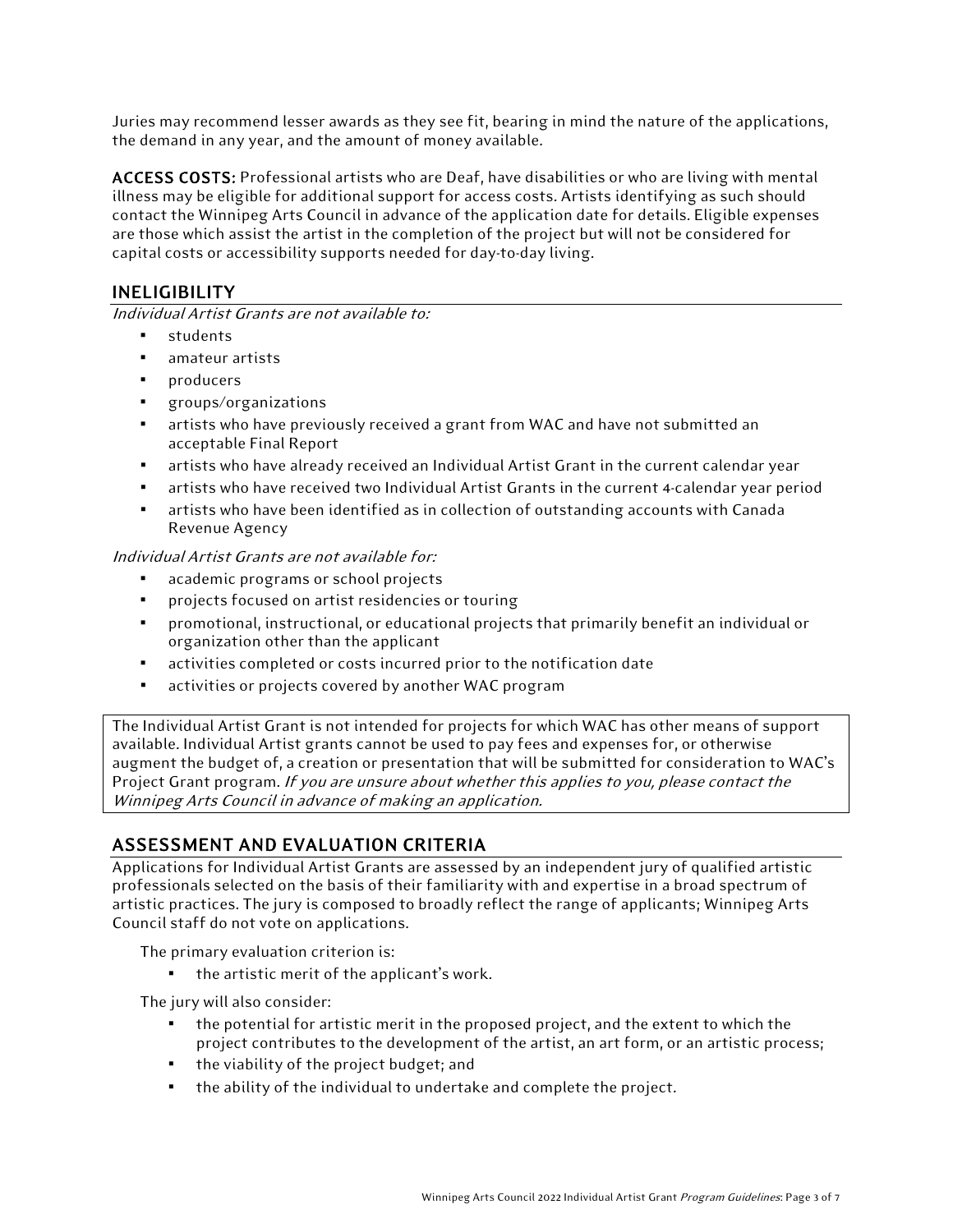Juries may recommend lesser awards as they see fit, bearing in mind the nature of the applications, the demand in any year, and the amount of money available.

**ACCESS COSTS:** Professional artists who are Deaf, have disabilities or who are living with mental illness may be eligible for additional support for access costs. Artists identifying as such should contact the Winnipeg Arts Council in advance of the application date for details. Eligible expenses are those which assist the artist in the completion of the project but will not be considered for capital costs or accessibility supports needed for day-to-day living.

## INELIGIBILITY

*Individual Artist Grants are not available to:*

- students
- amateur artists
- producers
- groups/organizations
- artists who have previously received a grant from WAC and have not submitted an acceptable Final Report
- artists who have already received an Individual Artist Grant in the current calendar year
- artists who have received two Individual Artist Grants in the current 4-calendar year period
- artists who have been identified as in collection of outstanding accounts with Canada Revenue Agency

*Individual Artist Grants are not available for:*

- academic programs or school projects
- projects focused on artist residencies or touring
- promotional, instructional, or educational projects that primarily benefit an individual or organization other than the applicant
- activities completed or costs incurred prior to the notification date
- activities or projects covered by another WAC program

The Individual Artist Grant is not intended for projects for which WAC has other means of support available. Individual Artist grants cannot be used to pay fees and expenses for, or otherwise augment the budget of, a creation or presentation that will be submitted for consideration to WAC's Project Grant program. *If you are unsure about whether this applies to you, please contact the Winnipeg Arts Council in advance of making an application.*

## ASSESSMENT AND EVALUATION CRITERIA

Applications for Individual Artist Grants are assessed by an independent jury of qualified artistic professionals selected on the basis of their familiarity with and expertise in a broad spectrum of artistic practices. The jury is composed to broadly reflect the range of applicants; Winnipeg Arts Council staff do not vote on applications.

The primary evaluation criterion is:

- the artistic merit of the applicant's work.

The jury will also consider:

- the potential for artistic merit in the proposed project, and the extent to which the project contributes to the development of the artist, an art form, or an artistic process;
- the viability of the project budget; and
- the ability of the individual to undertake and complete the project.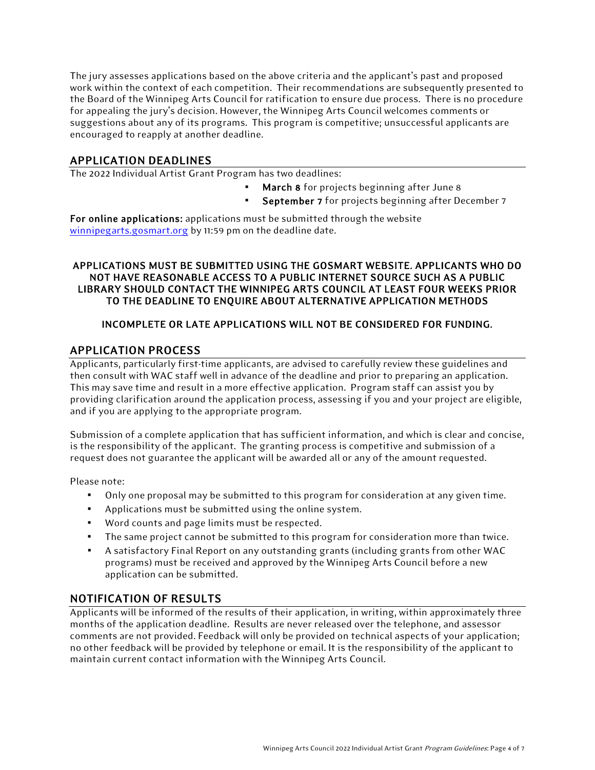The jury assesses applications based on the above criteria and the applicant's past and proposed work within the context of each competition. Their recommendations are subsequently presented to the Board of the Winnipeg Arts Council for ratification to ensure due process. There is no procedure for appealing the jury's decision. However, the Winnipeg Arts Council welcomes comments or suggestions about any of its programs. This program is competitive; unsuccessful applicants are encouraged to reapply at another deadline.

## APPLICATION DEADLINES

The 2022 Individual Artist Grant Program has two deadlines:

- **March 8** for projects beginning after June 8
- **September 7** for projects beginning after December 7

**For online applications:** applications must be submitted through the website [winnipegarts.gosmart.org](winnipegarts.gosmart.org) by 11:59 pm on the deadline date.

**APPLICATIONS MUST BE SUBMITTED USING THE GOSMART WEBSITE. APPLICANTS WHO DO NOT HAVE REASONABLE ACCESS TO A PUBLIC INTERNET SOURCE SUCH AS A PUBLIC LIBRARY SHOULD CONTACT THE WINNIPEG ARTS COUNCIL AT LEAST FOUR WEEKS PRIOR TO THE DEADLINE TO ENQUIRE ABOUT ALTERNATIVE APPLICATION METHODS**

**INCOMPLETE OR LATE APPLICATIONS WILL NOT BE CONSIDERED FOR FUNDING.**

## APPLICATION PROCESS

Applicants, particularly first-time applicants, are advised to carefully review these guidelines and then consult with WAC staff well in advance of the deadline and prior to preparing an application. This may save time and result in a more effective application. Program staff can assist you by providing clarification around the application process, assessing if you and your project are eligible, and if you are applying to the appropriate program.

Submission of a complete application that has sufficient information, and which is clear and concise, is the responsibility of the applicant. The granting process is competitive and submission of a request does not guarantee the applicant will be awarded all or any of the amount requested.

Please note:

- Only one proposal may be submitted to this program for consideration at any given time.
- Applications must be submitted using the online system.
- Word counts and page limits must be respected.
- The same project cannot be submitted to this program for consideration more than twice.
- A satisfactory Final Report on any outstanding grants (including grants from other WAC programs) must be received and approved by the Winnipeg Arts Council before a new application can be submitted.

## NOTIFICATION OF RESULTS

Applicants will be informed of the results of their application, in writing, within approximately three months of the application deadline. Results are never released over the telephone, and assessor comments are not provided. Feedback will only be provided on technical aspects of your application; no other feedback will be provided by telephone or email. It is the responsibility of the applicant to maintain current contact information with the Winnipeg Arts Council.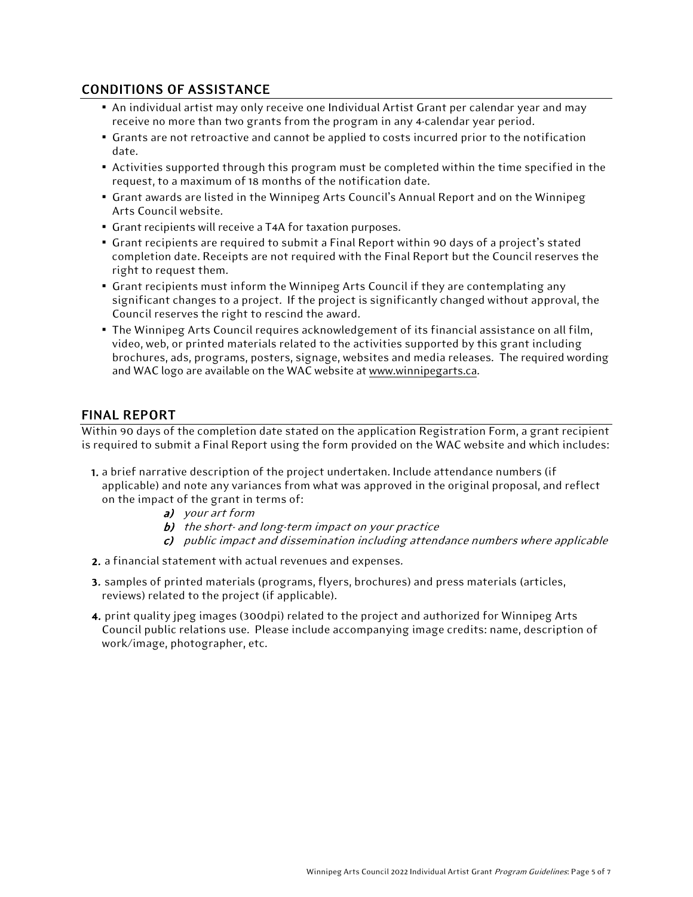## CONDITIONS OF ASSISTANCE

- An individual artist may only receive one Individual Artist Grant per calendar year and may receive no more than two grants from the program in any 4-calendar year period.
- Grants are not retroactive and cannot be applied to costs incurred prior to the notification date.
- Activities supported through this program must be completed within the time specified in the request, to a maximum of 18 months of the notification date.
- Grant awards are listed in the Winnipeg Arts Council's Annual Report and on the Winnipeg Arts Council website.
- Grant recipients will receive a T4A for taxation purposes.
- Grant recipients are required to submit a Final Report within 90 days of a project's stated completion date. Receipts are not required with the Final Report but the Council reserves the right to request them.
- Grant recipients must inform the Winnipeg Arts Council if they are contemplating any significant changes to a project. If the project is significantly changed without approval, the Council reserves the right to rescind the award.
- The Winnipeg Arts Council requires acknowledgement of its financial assistance on all film, video, web, or printed materials related to the activities supported by this grant including brochures, ads, programs, posters, signage, websites and media releases. The required wording and WAC logo are available on the WAC website at www.winnipegarts.ca.

## FINAL REPORT

Within 90 days of the completion date stated on the application Registration Form, a grant recipient is required to submit a Final Report using the form provided on the WAC website and which includes:

1. a brief narrative description of the project undertaken. Include attendance numbers (if applicable) and note any variances from what was approved in the original proposal, and reflect on the impact of the grant in terms of:
   - **a)** *your art form*
   - **b)** *the short- and long-term impact on your practice*
   - **c)** *public impact and dissemination including attendance numbers where applicable*
2. a financial statement with actual revenues and expenses.
3. samples of printed materials (programs, flyers, brochures) and press materials (articles, reviews) related to the project (if applicable).
4. print quality jpeg images (300dpi) related to the project and authorized for Winnipeg Arts Council public relations use. Please include accompanying image credits: name, description of work/image, photographer, etc.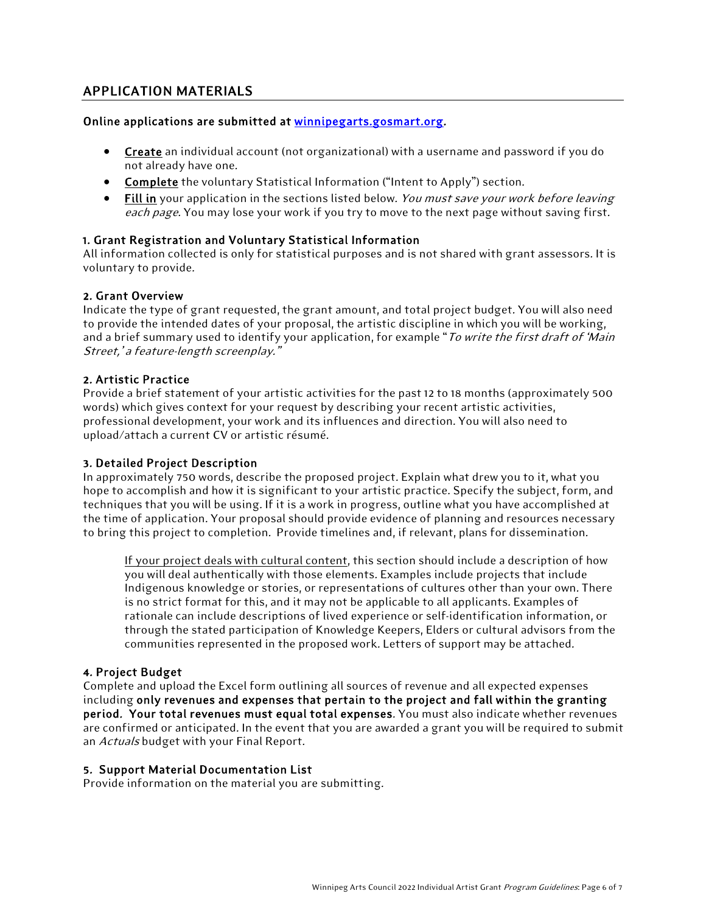## APPLICATION MATERIALS

**Online applications are submitted at [winnipegarts.gosmart.org](winnipegarts.gosmart.org).**

- **Create** an individual account (not organizational) with a username and password if you do not already have one.
- **Complete** the voluntary Statistical Information ("Intent to Apply") section.
- **Fill in** your application in the sections listed below. *You must save your work before leaving each page.* You may lose your work if you try to move to the next page without saving first.

### 1. Grant Registration and Voluntary Statistical Information

All information collected is only for statistical purposes and is not shared with grant assessors. It is voluntary to provide.

### 2. Grant Overview

Indicate the type of grant requested, the grant amount, and total project budget. You will also need to provide the intended dates of your proposal, the artistic discipline in which you will be working, and a brief summary used to identify your application, for example "*To write the first draft of 'Main Street,' a feature-length screenplay.*"

### 2. Artistic Practice

Provide a brief statement of your artistic activities for the past 12 to 18 months (approximately 500 words) which gives context for your request by describing your recent artistic activities, professional development, your work and its influences and direction. You will also need to upload/attach a current CV or artistic résumé.

### 3. Detailed Project Description

In approximately 750 words, describe the proposed project. Explain what drew you to it, what you hope to accomplish and how it is significant to your artistic practice. Specify the subject, form, and techniques that you will be using. If it is a work in progress, outline what you have accomplished at the time of application. Your proposal should provide evidence of planning and resources necessary to bring this project to completion. Provide timelines and, if relevant, plans for dissemination.

> If your project deals with cultural content, this section should include a description of how you will deal authentically with those elements. Examples include projects that include Indigenous knowledge or stories, or representations of cultures other than your own. There is no strict format for this, and it may not be applicable to all applicants. Examples of rationale can include descriptions of lived experience or self-identification information, or through the stated participation of Knowledge Keepers, Elders or cultural advisors from the communities represented in the proposed work. Letters of support may be attached.

### 4. Project Budget

Complete and upload the Excel form outlining all sources of revenue and all expected expenses including **only revenues and expenses that pertain to the project and fall within the granting period. Your total revenues must equal total expenses**. You must also indicate whether revenues are confirmed or anticipated. In the event that you are awarded a grant you will be required to submit an *Actuals* budget with your Final Report.

### 5. Support Material Documentation List

Provide information on the material you are submitting.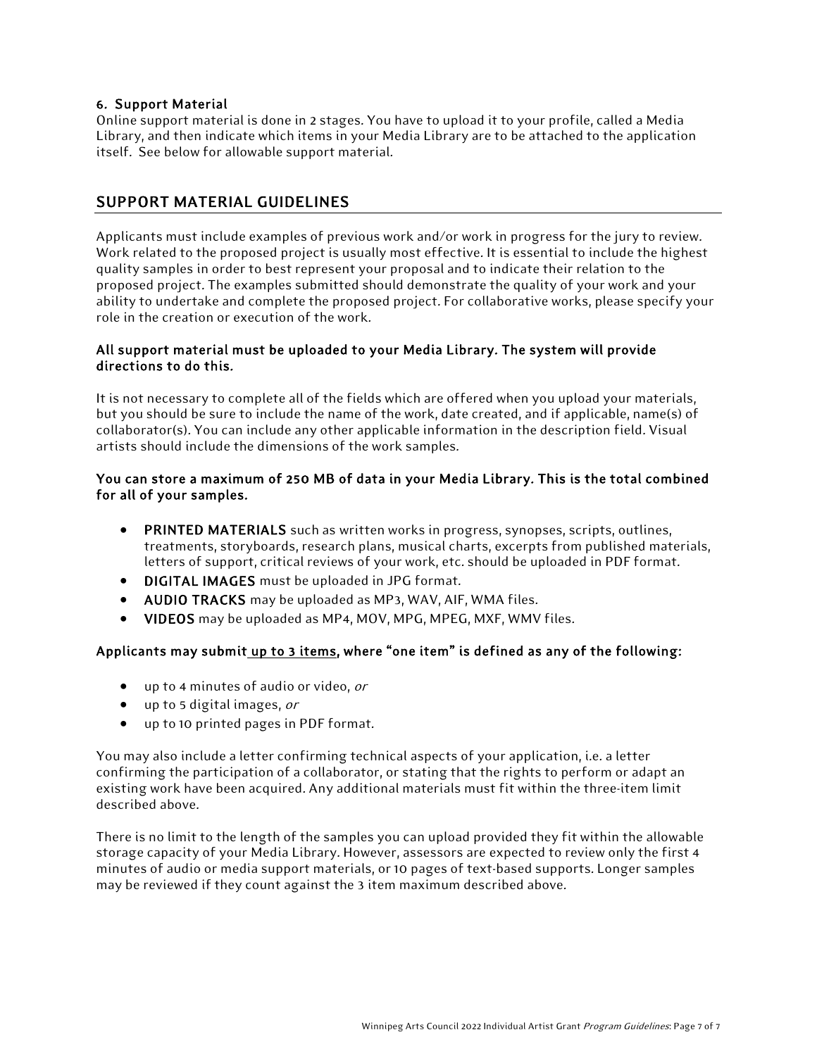**6. Support Material**

Online support material is done in 2 stages. You have to upload it to your profile, called a Media Library, and then indicate which items in your Media Library are to be attached to the application itself. See below for allowable support material.

## SUPPORT MATERIAL GUIDELINES

Applicants must include examples of previous work and/or work in progress for the jury to review. Work related to the proposed project is usually most effective. It is essential to include the highest quality samples in order to best represent your proposal and to indicate their relation to the proposed project. The examples submitted should demonstrate the quality of your work and your ability to undertake and complete the proposed project. For collaborative works, please specify your role in the creation or execution of the work.

**All support material must be uploaded to your Media Library. The system will provide directions to do this.**

It is not necessary to complete all of the fields which are offered when you upload your materials, but you should be sure to include the name of the work, date created, and if applicable, name(s) of collaborator(s). You can include any other applicable information in the description field. Visual artists should include the dimensions of the work samples.

**You can store a maximum of 250 MB of data in your Media Library. This is the total combined for all of your samples.**

- **PRINTED MATERIALS** such as written works in progress, synopses, scripts, outlines, treatments, storyboards, research plans, musical charts, excerpts from published materials, letters of support, critical reviews of your work, etc. should be uploaded in PDF format.
- **DIGITAL IMAGES** must be uploaded in JPG format.
- **AUDIO TRACKS** may be uploaded as MP3, WAV, AIF, WMA files.
- **VIDEOS** may be uploaded as MP4, MOV, MPG, MPEG, MXF, WMV files.

**Applicants may submit up to 3 items, where "one item" is defined as any of the following:**

- up to 4 minutes of audio or video, *or*
- up to 5 digital images, *or*
- up to 10 printed pages in PDF format.

You may also include a letter confirming technical aspects of your application, i.e. a letter confirming the participation of a collaborator, or stating that the rights to perform or adapt an existing work have been acquired. Any additional materials must fit within the three-item limit described above.

There is no limit to the length of the samples you can upload provided they fit within the allowable storage capacity of your Media Library. However, assessors are expected to review only the first 4 minutes of audio or media support materials, or 10 pages of text-based supports. Longer samples may be reviewed if they count against the 3 item maximum described above.